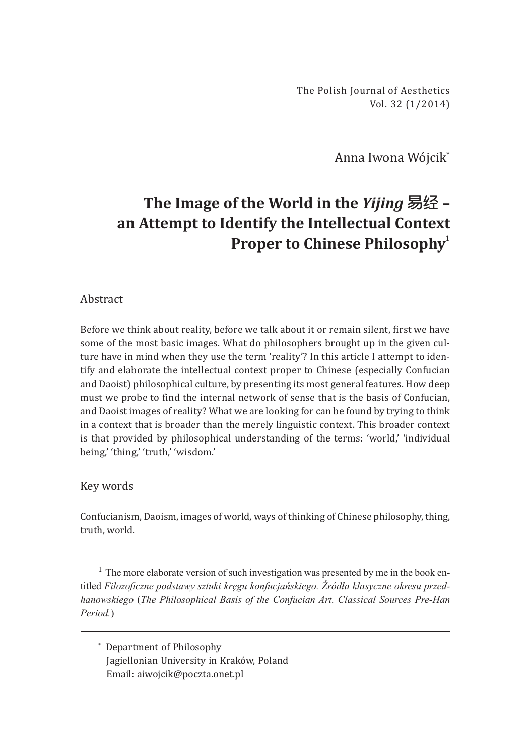The Polish Journal of Aesthetics
Vol. 32 (1/2014)

Anna Iwona Wójcik*

# The Image of the World in the *Yijing* 易经 – an Attempt to Identify the Intellectual Context Proper to Chinese Philosophy[1]

## Abstract

Before we think about reality, before we talk about it or remain silent, first we have some of the most basic images. What do philosophers brought up in the given culture have in mind when they use the term 'reality'? In this article I attempt to identify and elaborate the intellectual context proper to Chinese (especially Confucian and Daoist) philosophical culture, by presenting its most general features. How deep must we probe to find the internal network of sense that is the basis of Confucian, and Daoist images of reality? What we are looking for can be found by trying to think in a context that is broader than the merely linguistic context. This broader context is that provided by philosophical understanding of the terms: 'world,' 'individual being,' 'thing,' 'truth,' 'wisdom.'

## Key words

Confucianism, Daoism, images of world, ways of thinking of Chinese philosophy, thing, truth, world.

---

[1] The more elaborate version of such investigation was presented by me in the book entitled *Filozoficzne podstawy sztuki kręgu konfucjańskiego. Źródła klasyczne okresu przedhanowskiego* (*The Philosophical Basis of the Confucian Art. Classical Sources Pre-Han Period.*)

---

\* Department of Philosophy
Jagiellonian University in Kraków, Poland
Email: aiwojcik@poczta.onet.pl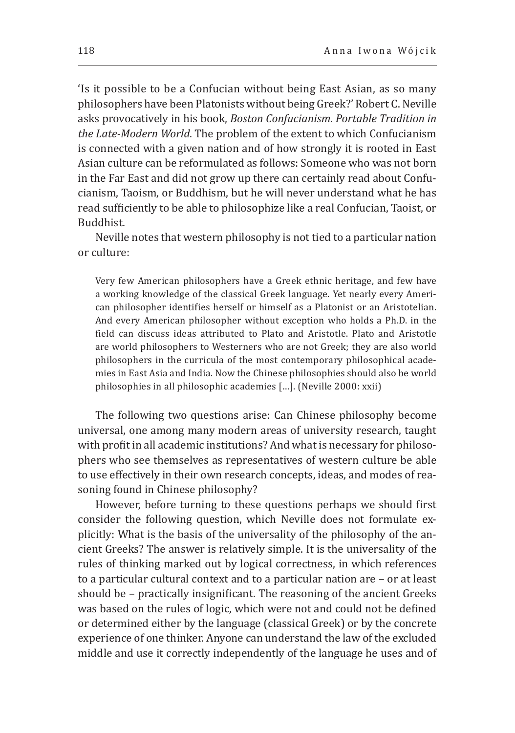'Is it possible to be a Confucian without being East Asian, as so many philosophers have been Platonists without being Greek?' Robert C. Neville asks provocatively in his book, *Boston Confucianism. Portable Tradition in the Late-Modern World*. The problem of the extent to which Confucianism is connected with a given nation and of how strongly it is rooted in East Asian culture can be reformulated as follows: Someone who was not born in the Far East and did not grow up there can certainly read about Confucianism, Taoism, or Buddhism, but he will never understand what he has read sufficiently to be able to philosophize like a real Confucian, Taoist, or Buddhist.

Neville notes that western philosophy is not tied to a particular nation or culture:

> Very few American philosophers have a Greek ethnic heritage, and few have a working knowledge of the classical Greek language. Yet nearly every American philosopher identifies herself or himself as a Platonist or an Aristotelian. And every American philosopher without exception who holds a Ph.D. in the field can discuss ideas attributed to Plato and Aristotle. Plato and Aristotle are world philosophers to Westerners who are not Greek; they are also world philosophers in the curricula of the most contemporary philosophical academies in East Asia and India. Now the Chinese philosophies should also be world philosophies in all philosophic academies […]. (Neville 2000: xxii)

The following two questions arise: Can Chinese philosophy become universal, one among many modern areas of university research, taught with profit in all academic institutions? And what is necessary for philosophers who see themselves as representatives of western culture be able to use effectively in their own research concepts, ideas, and modes of reasoning found in Chinese philosophy?

However, before turning to these questions perhaps we should first consider the following question, which Neville does not formulate explicitly: What is the basis of the universality of the philosophy of the ancient Greeks? The answer is relatively simple. It is the universality of the rules of thinking marked out by logical correctness, in which references to a particular cultural context and to a particular nation are – or at least should be – practically insignificant. The reasoning of the ancient Greeks was based on the rules of logic, which were not and could not be defined or determined either by the language (classical Greek) or by the concrete experience of one thinker. Anyone can understand the law of the excluded middle and use it correctly independently of the language he uses and of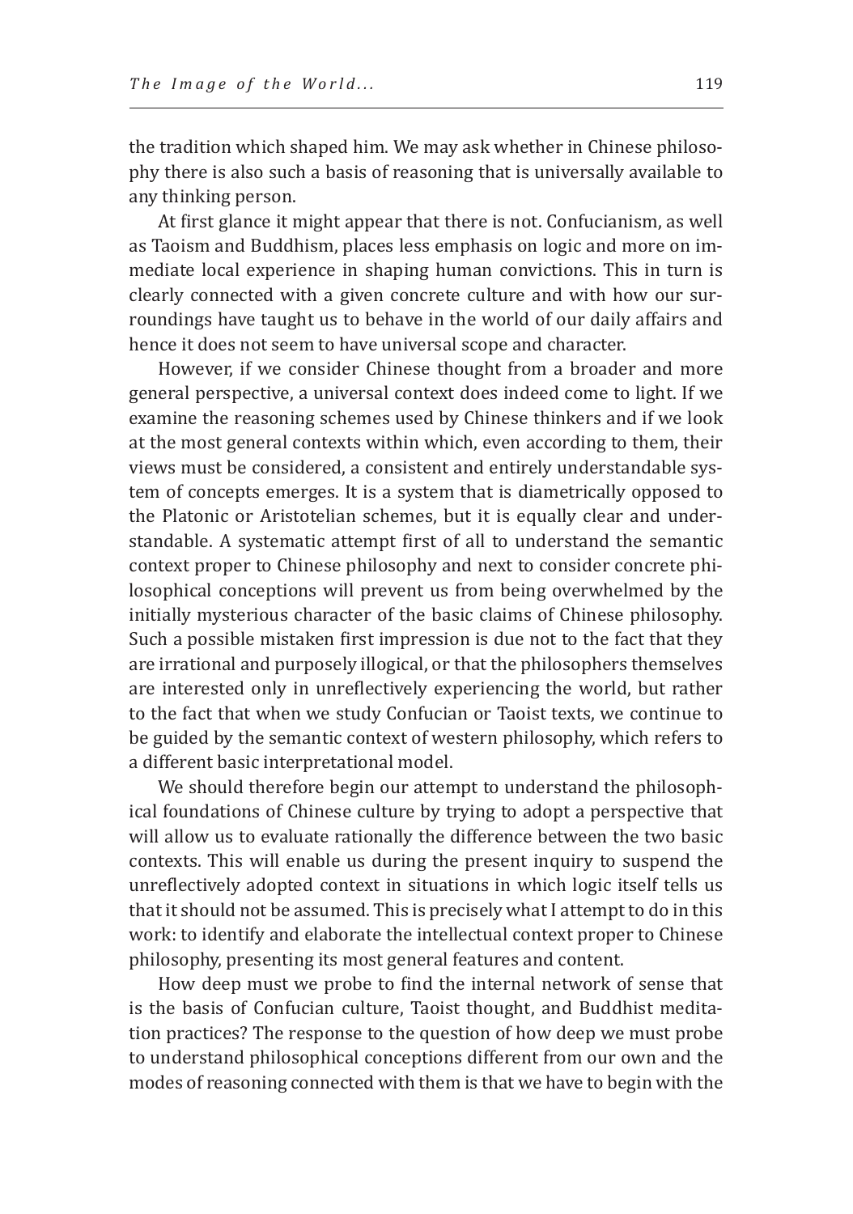the tradition which shaped him. We may ask whether in Chinese philosophy there is also such a basis of reasoning that is universally available to any thinking person.

At first glance it might appear that there is not. Confucianism, as well as Taoism and Buddhism, places less emphasis on logic and more on immediate local experience in shaping human convictions. This in turn is clearly connected with a given concrete culture and with how our surroundings have taught us to behave in the world of our daily affairs and hence it does not seem to have universal scope and character.

However, if we consider Chinese thought from a broader and more general perspective, a universal context does indeed come to light. If we examine the reasoning schemes used by Chinese thinkers and if we look at the most general contexts within which, even according to them, their views must be considered, a consistent and entirely understandable system of concepts emerges. It is a system that is diametrically opposed to the Platonic or Aristotelian schemes, but it is equally clear and understandable. A systematic attempt first of all to understand the semantic context proper to Chinese philosophy and next to consider concrete philosophical conceptions will prevent us from being overwhelmed by the initially mysterious character of the basic claims of Chinese philosophy. Such a possible mistaken first impression is due not to the fact that they are irrational and purposely illogical, or that the philosophers themselves are interested only in unreflectively experiencing the world, but rather to the fact that when we study Confucian or Taoist texts, we continue to be guided by the semantic context of western philosophy, which refers to a different basic interpretational model.

We should therefore begin our attempt to understand the philosophical foundations of Chinese culture by trying to adopt a perspective that will allow us to evaluate rationally the difference between the two basic contexts. This will enable us during the present inquiry to suspend the unreflectively adopted context in situations in which logic itself tells us that it should not be assumed. This is precisely what I attempt to do in this work: to identify and elaborate the intellectual context proper to Chinese philosophy, presenting its most general features and content.

How deep must we probe to find the internal network of sense that is the basis of Confucian culture, Taoist thought, and Buddhist meditation practices? The response to the question of how deep we must probe to understand philosophical conceptions different from our own and the modes of reasoning connected with them is that we have to begin with the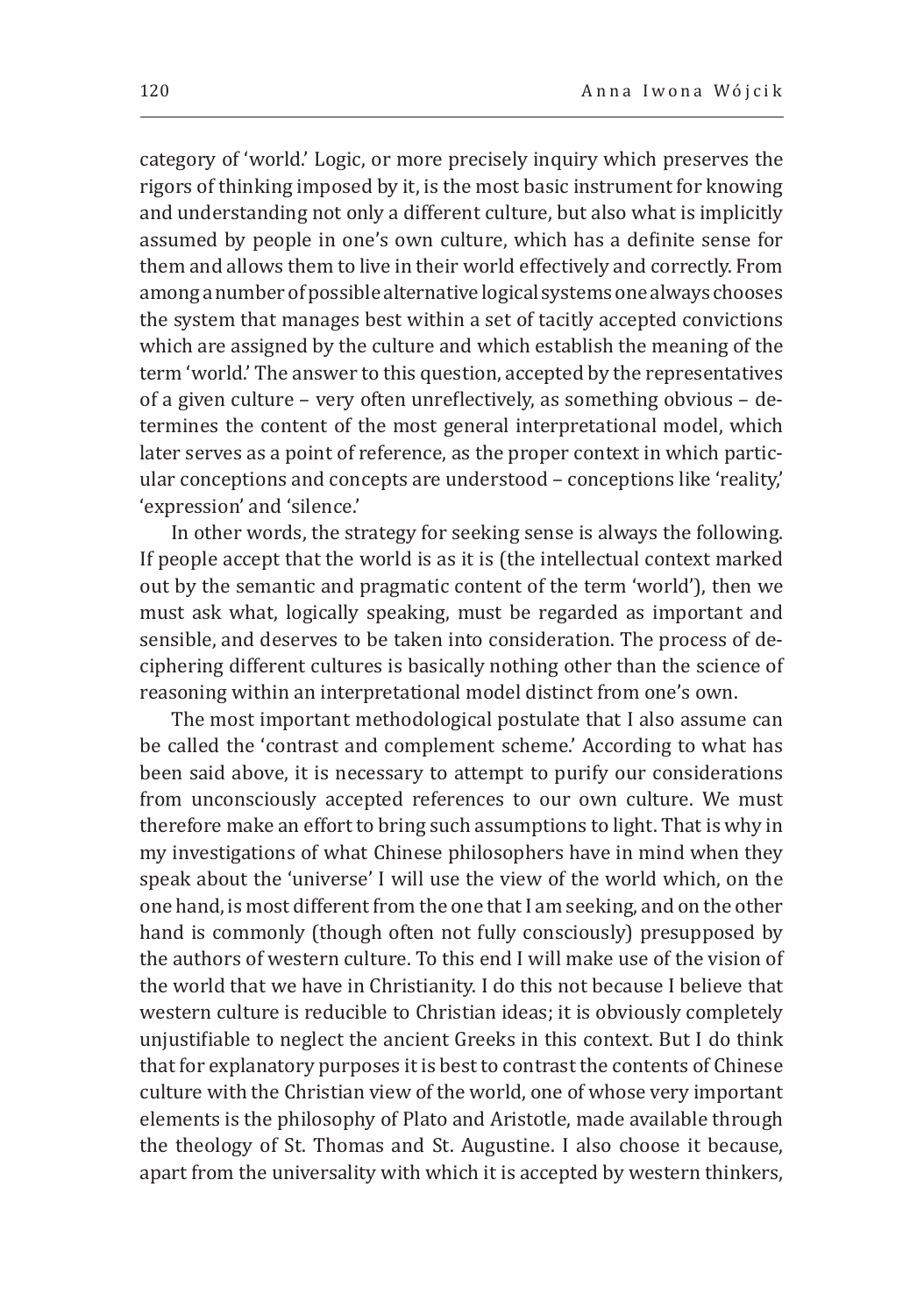category of 'world.' Logic, or more precisely inquiry which preserves the rigors of thinking imposed by it, is the most basic instrument for knowing and understanding not only a different culture, but also what is implicitly assumed by people in one's own culture, which has a definite sense for them and allows them to live in their world effectively and correctly. From among a number of possible alternative logical systems one always chooses the system that manages best within a set of tacitly accepted convictions which are assigned by the culture and which establish the meaning of the term 'world.' The answer to this question, accepted by the representatives of a given culture – very often unreflectively, as something obvious – determines the content of the most general interpretational model, which later serves as a point of reference, as the proper context in which particular conceptions and concepts are understood – conceptions like 'reality,' 'expression' and 'silence.'

In other words, the strategy for seeking sense is always the following. If people accept that the world is as it is (the intellectual context marked out by the semantic and pragmatic content of the term 'world'), then we must ask what, logically speaking, must be regarded as important and sensible, and deserves to be taken into consideration. The process of deciphering different cultures is basically nothing other than the science of reasoning within an interpretational model distinct from one's own.

The most important methodological postulate that I also assume can be called the 'contrast and complement scheme.' According to what has been said above, it is necessary to attempt to purify our considerations from unconsciously accepted references to our own culture. We must therefore make an effort to bring such assumptions to light. That is why in my investigations of what Chinese philosophers have in mind when they speak about the 'universe' I will use the view of the world which, on the one hand, is most different from the one that I am seeking, and on the other hand is commonly (though often not fully consciously) presupposed by the authors of western culture. To this end I will make use of the vision of the world that we have in Christianity. I do this not because I believe that western culture is reducible to Christian ideas; it is obviously completely unjustifiable to neglect the ancient Greeks in this context. But I do think that for explanatory purposes it is best to contrast the contents of Chinese culture with the Christian view of the world, one of whose very important elements is the philosophy of Plato and Aristotle, made available through the theology of St. Thomas and St. Augustine. I also choose it because, apart from the universality with which it is accepted by western thinkers,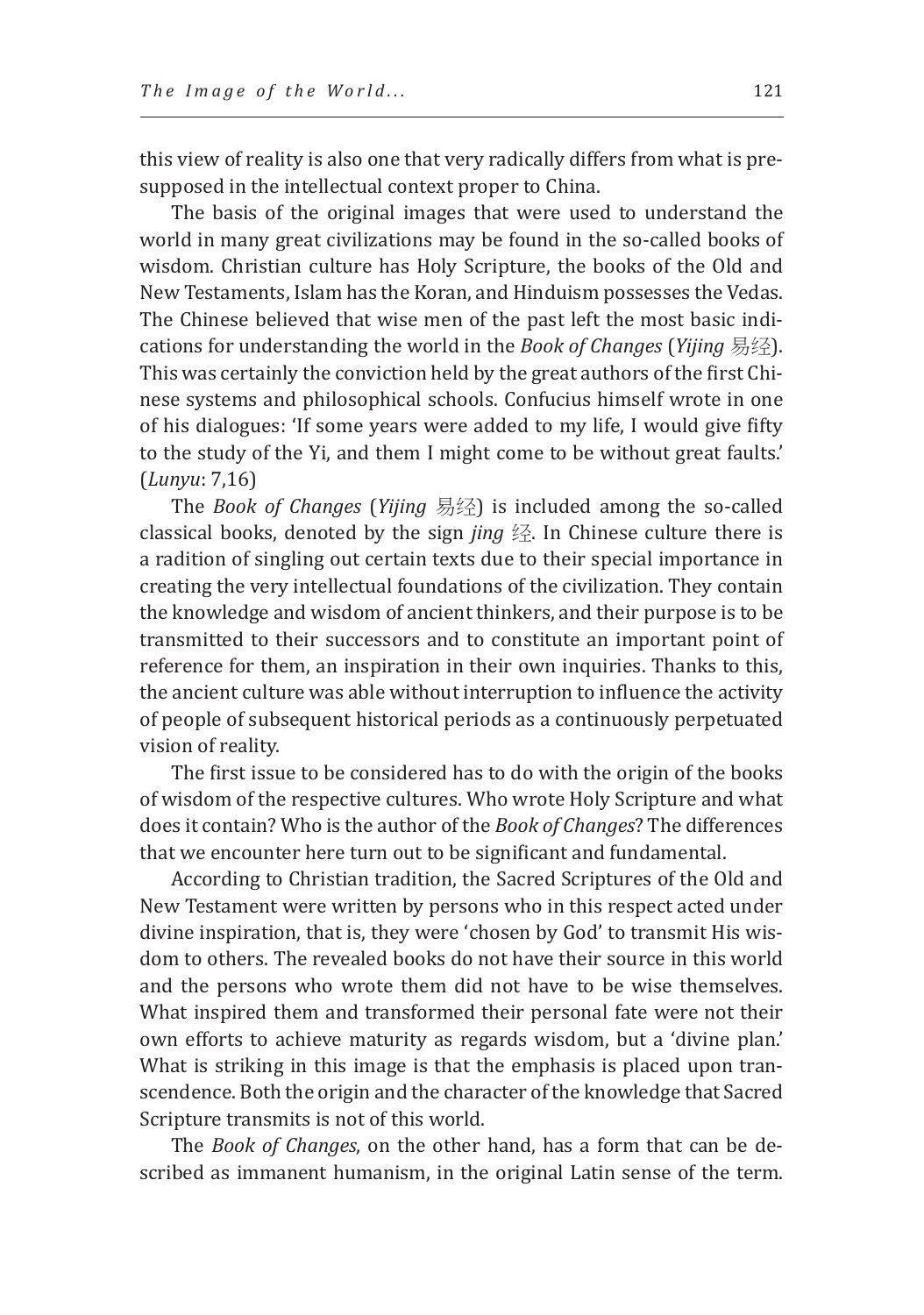this view of reality is also one that very radically differs from what is presupposed in the intellectual context proper to China.

The basis of the original images that were used to understand the world in many great civilizations may be found in the so-called books of wisdom. Christian culture has Holy Scripture, the books of the Old and New Testaments, Islam has the Koran, and Hinduism possesses the Vedas. The Chinese believed that wise men of the past left the most basic indications for understanding the world in the *Book of Changes* (*Yijing* 易经). This was certainly the conviction held by the great authors of the first Chinese systems and philosophical schools. Confucius himself wrote in one of his dialogues: 'If some years were added to my life, I would give fifty to the study of the Yi, and them I might come to be without great faults.' (*Lunyu*: 7,16)

The *Book of Changes* (*Yijing* 易经) is included among the so-called classical books, denoted by the sign *jing* 经. In Chinese culture there is a radition of singling out certain texts due to their special importance in creating the very intellectual foundations of the civilization. They contain the knowledge and wisdom of ancient thinkers, and their purpose is to be transmitted to their successors and to constitute an important point of reference for them, an inspiration in their own inquiries. Thanks to this, the ancient culture was able without interruption to influence the activity of people of subsequent historical periods as a continuously perpetuated vision of reality.

The first issue to be considered has to do with the origin of the books of wisdom of the respective cultures. Who wrote Holy Scripture and what does it contain? Who is the author of the *Book of Changes*? The differences that we encounter here turn out to be significant and fundamental.

According to Christian tradition, the Sacred Scriptures of the Old and New Testament were written by persons who in this respect acted under divine inspiration, that is, they were 'chosen by God' to transmit His wisdom to others. The revealed books do not have their source in this world and the persons who wrote them did not have to be wise themselves. What inspired them and transformed their personal fate were not their own efforts to achieve maturity as regards wisdom, but a 'divine plan.' What is striking in this image is that the emphasis is placed upon transcendence. Both the origin and the character of the knowledge that Sacred Scripture transmits is not of this world.

The *Book of Changes*, on the other hand, has a form that can be described as immanent humanism, in the original Latin sense of the term.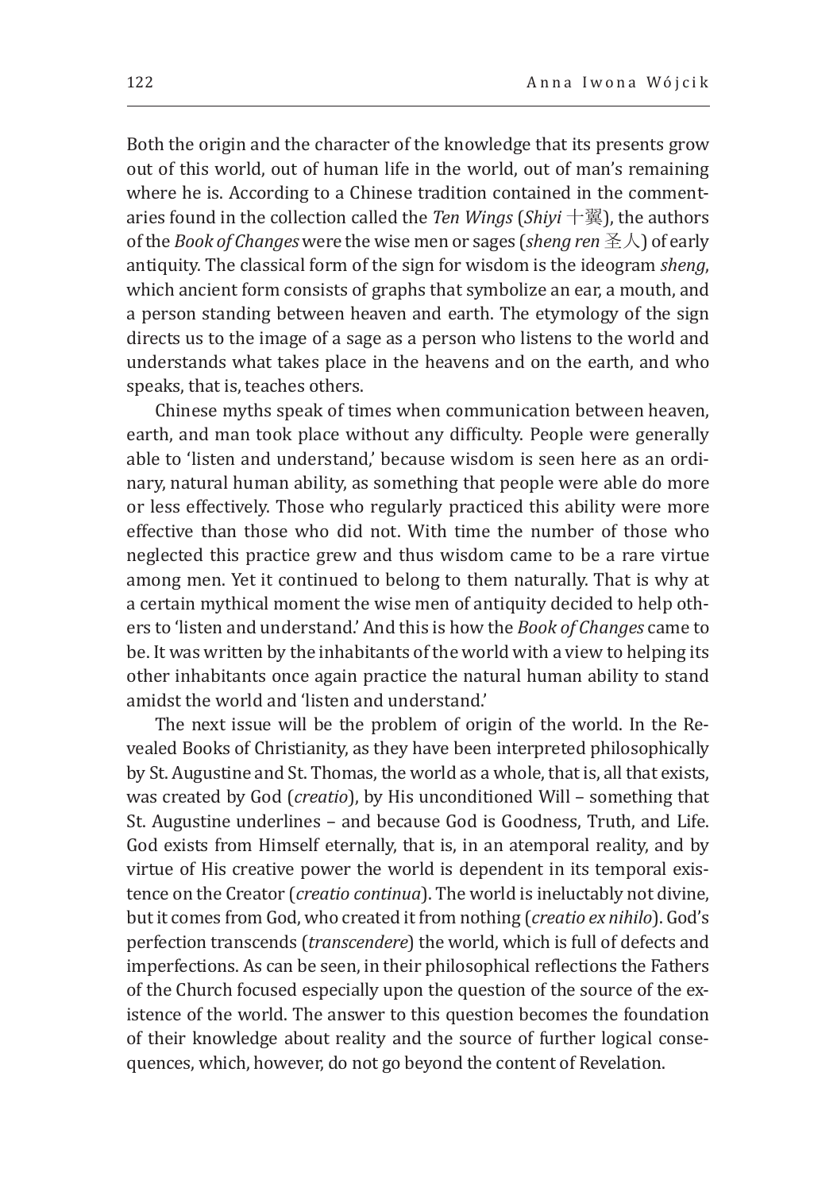Both the origin and the character of the knowledge that its presents grow out of this world, out of human life in the world, out of man's remaining where he is. According to a Chinese tradition contained in the commentaries found in the collection called the *Ten Wings* (*Shiyi* 十翼), the authors of the *Book of Changes* were the wise men or sages (*sheng ren* 圣人) of early antiquity. The classical form of the sign for wisdom is the ideogram *sheng*, which ancient form consists of graphs that symbolize an ear, a mouth, and a person standing between heaven and earth. The etymology of the sign directs us to the image of a sage as a person who listens to the world and understands what takes place in the heavens and on the earth, and who speaks, that is, teaches others.

Chinese myths speak of times when communication between heaven, earth, and man took place without any difficulty. People were generally able to 'listen and understand,' because wisdom is seen here as an ordinary, natural human ability, as something that people were able do more or less effectively. Those who regularly practiced this ability were more effective than those who did not. With time the number of those who neglected this practice grew and thus wisdom came to be a rare virtue among men. Yet it continued to belong to them naturally. That is why at a certain mythical moment the wise men of antiquity decided to help others to 'listen and understand.' And this is how the *Book of Changes* came to be. It was written by the inhabitants of the world with a view to helping its other inhabitants once again practice the natural human ability to stand amidst the world and 'listen and understand.'

The next issue will be the problem of origin of the world. In the Revealed Books of Christianity, as they have been interpreted philosophically by St. Augustine and St. Thomas, the world as a whole, that is, all that exists, was created by God (*creatio*), by His unconditioned Will – something that St. Augustine underlines – and because God is Goodness, Truth, and Life. God exists from Himself eternally, that is, in an atemporal reality, and by virtue of His creative power the world is dependent in its temporal existence on the Creator (*creatio continua*). The world is ineluctably not divine, but it comes from God, who created it from nothing (*creatio ex nihilo*). God's perfection transcends (*transcendere*) the world, which is full of defects and imperfections. As can be seen, in their philosophical reflections the Fathers of the Church focused especially upon the question of the source of the existence of the world. The answer to this question becomes the foundation of their knowledge about reality and the source of further logical consequences, which, however, do not go beyond the content of Revelation.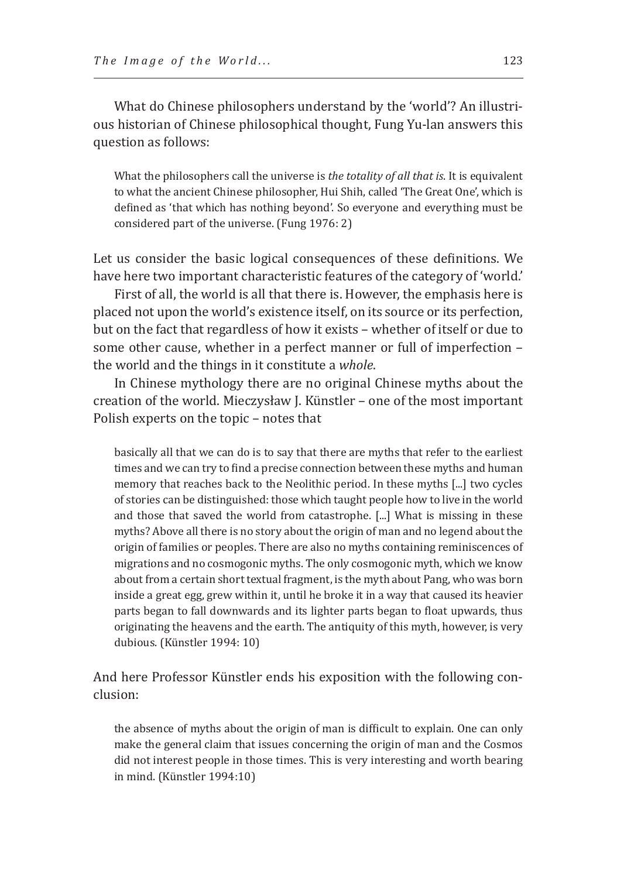What do Chinese philosophers understand by the 'world'? An illustrious historian of Chinese philosophical thought, Fung Yu-lan answers this question as follows:

> What the philosophers call the universe is *the totality of all that is*. It is equivalent to what the ancient Chinese philosopher, Hui Shih, called 'The Great One', which is defined as 'that which has nothing beyond'. So everyone and everything must be considered part of the universe. (Fung 1976: 2)

Let us consider the basic logical consequences of these definitions. We have here two important characteristic features of the category of 'world.'

First of all, the world is all that there is. However, the emphasis here is placed not upon the world's existence itself, on its source or its perfection, but on the fact that regardless of how it exists – whether of itself or due to some other cause, whether in a perfect manner or full of imperfection – the world and the things in it constitute a *whole*.

In Chinese mythology there are no original Chinese myths about the creation of the world. Mieczysław J. Künstler – one of the most important Polish experts on the topic – notes that

> basically all that we can do is to say that there are myths that refer to the earliest times and we can try to find a precise connection between these myths and human memory that reaches back to the Neolithic period. In these myths [...] two cycles of stories can be distinguished: those which taught people how to live in the world and those that saved the world from catastrophe. [...] What is missing in these myths? Above all there is no story about the origin of man and no legend about the origin of families or peoples. There are also no myths containing reminiscences of migrations and no cosmogonic myths. The only cosmogonic myth, which we know about from a certain short textual fragment, is the myth about Pang, who was born inside a great egg, grew within it, until he broke it in a way that caused its heavier parts began to fall downwards and its lighter parts began to float upwards, thus originating the heavens and the earth. The antiquity of this myth, however, is very dubious. (Künstler 1994: 10)

And here Professor Künstler ends his exposition with the following conclusion:

> the absence of myths about the origin of man is difficult to explain. One can only make the general claim that issues concerning the origin of man and the Cosmos did not interest people in those times. This is very interesting and worth bearing in mind. (Künstler 1994:10)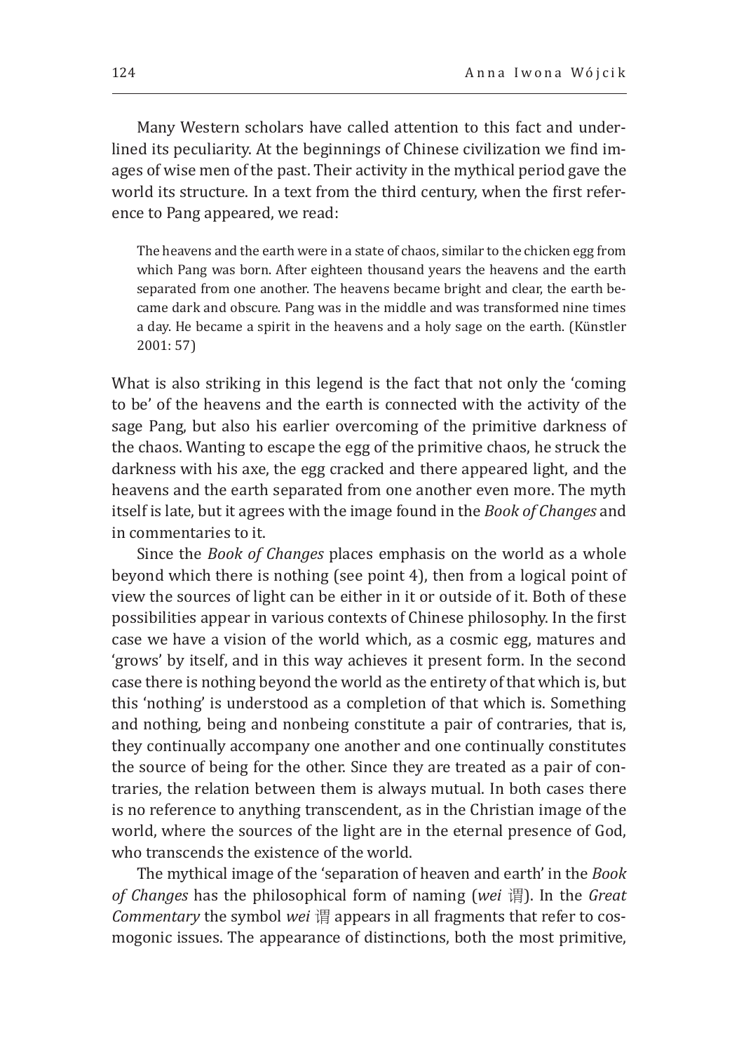Many Western scholars have called attention to this fact and underlined its peculiarity. At the beginnings of Chinese civilization we find images of wise men of the past. Their activity in the mythical period gave the world its structure. In a text from the third century, when the first reference to Pang appeared, we read:

> The heavens and the earth were in a state of chaos, similar to the chicken egg from which Pang was born. After eighteen thousand years the heavens and the earth separated from one another. The heavens became bright and clear, the earth became dark and obscure. Pang was in the middle and was transformed nine times a day. He became a spirit in the heavens and a holy sage on the earth. (Künstler 2001: 57)

What is also striking in this legend is the fact that not only the 'coming to be' of the heavens and the earth is connected with the activity of the sage Pang, but also his earlier overcoming of the primitive darkness of the chaos. Wanting to escape the egg of the primitive chaos, he struck the darkness with his axe, the egg cracked and there appeared light, and the heavens and the earth separated from one another even more. The myth itself is late, but it agrees with the image found in the *Book of Changes* and in commentaries to it.

Since the *Book of Changes* places emphasis on the world as a whole beyond which there is nothing (see point 4), then from a logical point of view the sources of light can be either in it or outside of it. Both of these possibilities appear in various contexts of Chinese philosophy. In the first case we have a vision of the world which, as a cosmic egg, matures and 'grows' by itself, and in this way achieves it present form. In the second case there is nothing beyond the world as the entirety of that which is, but this 'nothing' is understood as a completion of that which is. Something and nothing, being and nonbeing constitute a pair of contraries, that is, they continually accompany one another and one continually constitutes the source of being for the other. Since they are treated as a pair of contraries, the relation between them is always mutual. In both cases there is no reference to anything transcendent, as in the Christian image of the world, where the sources of the light are in the eternal presence of God, who transcends the existence of the world.

The mythical image of the 'separation of heaven and earth' in the *Book of Changes* has the philosophical form of naming (*wei* 谓). In the *Great Commentary* the symbol *wei* 谓 appears in all fragments that refer to cosmogonic issues. The appearance of distinctions, both the most primitive,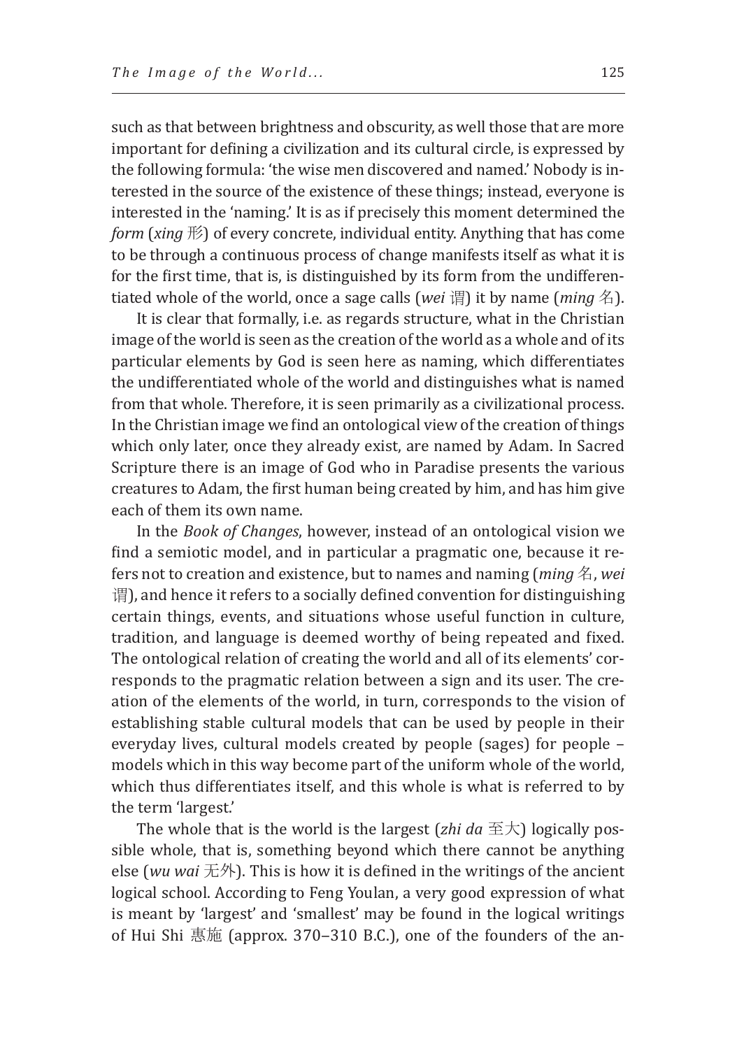such as that between brightness and obscurity, as well those that are more important for defining a civilization and its cultural circle, is expressed by the following formula: 'the wise men discovered and named.' Nobody is interested in the source of the existence of these things; instead, everyone is interested in the 'naming.' It is as if precisely this moment determined the *form* (*xing* 形) of every concrete, individual entity. Anything that has come to be through a continuous process of change manifests itself as what it is for the first time, that is, is distinguished by its form from the undifferentiated whole of the world, once a sage calls (*wei* 谓) it by name (*ming* 名).

It is clear that formally, i.e. as regards structure, what in the Christian image of the world is seen as the creation of the world as a whole and of its particular elements by God is seen here as naming, which differentiates the undifferentiated whole of the world and distinguishes what is named from that whole. Therefore, it is seen primarily as a civilizational process. In the Christian image we find an ontological view of the creation of things which only later, once they already exist, are named by Adam. In Sacred Scripture there is an image of God who in Paradise presents the various creatures to Adam, the first human being created by him, and has him give each of them its own name.

In the *Book of Changes*, however, instead of an ontological vision we find a semiotic model, and in particular a pragmatic one, because it refers not to creation and existence, but to names and naming (*ming* 名, *wei* 谓), and hence it refers to a socially defined convention for distinguishing certain things, events, and situations whose useful function in culture, tradition, and language is deemed worthy of being repeated and fixed. The ontological relation of creating the world and all of its elements' corresponds to the pragmatic relation between a sign and its user. The creation of the elements of the world, in turn, corresponds to the vision of establishing stable cultural models that can be used by people in their everyday lives, cultural models created by people (sages) for people – models which in this way become part of the uniform whole of the world, which thus differentiates itself, and this whole is what is referred to by the term 'largest.'

The whole that is the world is the largest (*zhi da* 至大) logically possible whole, that is, something beyond which there cannot be anything else (*wu wai* 无外). This is how it is defined in the writings of the ancient logical school. According to Feng Youlan, a very good expression of what is meant by 'largest' and 'smallest' may be found in the logical writings of Hui Shi 惠施 (approx. 370–310 B.C.), one of the founders of the an-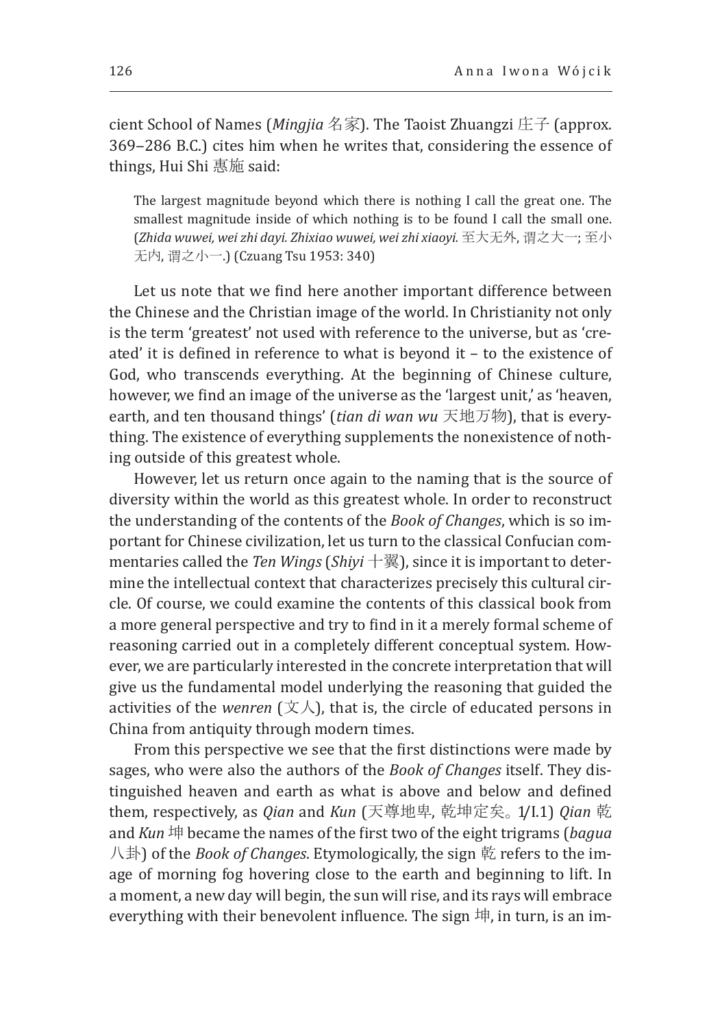cient School of Names (*Mingjia* 名家). The Taoist Zhuangzi 庄子 (approx. 369–286 B.C.) cites him when he writes that, considering the essence of things, Hui Shi 惠施 said:

> The largest magnitude beyond which there is nothing I call the great one. The smallest magnitude inside of which nothing is to be found I call the small one. (*Zhida wuwei, wei zhi dayi. Zhixiao wuwei, wei zhi xiaoyi.* 至大无外, 谓之大一; 至小无内, 谓之小一.) (Czuang Tsu 1953: 340)

Let us note that we find here another important difference between the Chinese and the Christian image of the world. In Christianity not only is the term 'greatest' not used with reference to the universe, but as 'created' it is defined in reference to what is beyond it – to the existence of God, who transcends everything. At the beginning of Chinese culture, however, we find an image of the universe as the 'largest unit,' as 'heaven, earth, and ten thousand things' (*tian di wan wu* 天地万物), that is everything. The existence of everything supplements the nonexistence of nothing outside of this greatest whole.

However, let us return once again to the naming that is the source of diversity within the world as this greatest whole. In order to reconstruct the understanding of the contents of the *Book of Changes*, which is so important for Chinese civilization, let us turn to the classical Confucian commentaries called the *Ten Wings* (*Shiyi* 十翼), since it is important to determine the intellectual context that characterizes precisely this cultural circle. Of course, we could examine the contents of this classical book from a more general perspective and try to find in it a merely formal scheme of reasoning carried out in a completely different conceptual system. However, we are particularly interested in the concrete interpretation that will give us the fundamental model underlying the reasoning that guided the activities of the *wenren* (文人), that is, the circle of educated persons in China from antiquity through modern times.

From this perspective we see that the first distinctions were made by sages, who were also the authors of the *Book of Changes* itself. They distinguished heaven and earth as what is above and below and defined them, respectively, as *Qian* and *Kun* (天尊地卑, 乾坤定矣。1/I.1) *Qian* 乾 and *Kun* 坤 became the names of the first two of the eight trigrams (*bagua* 八卦) of the *Book of Changes*. Etymologically, the sign 乾 refers to the image of morning fog hovering close to the earth and beginning to lift. In a moment, a new day will begin, the sun will rise, and its rays will embrace everything with their benevolent influence. The sign 坤, in turn, is an im-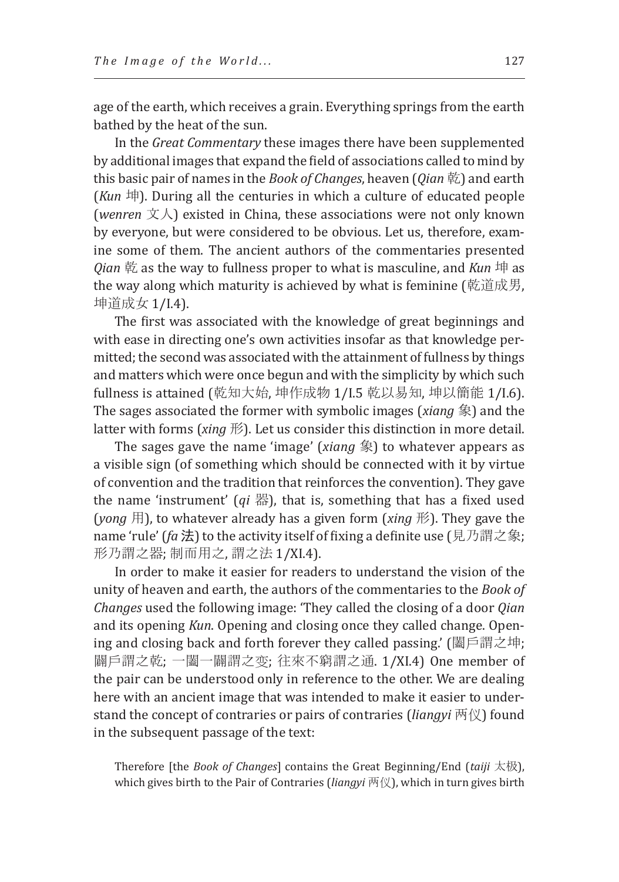age of the earth, which receives a grain. Everything springs from the earth bathed by the heat of the sun.

In the *Great Commentary* these images there have been supplemented by additional images that expand the field of associations called to mind by this basic pair of names in the *Book of Changes*, heaven (*Qian* 乾) and earth (*Kun* 坤). During all the centuries in which a culture of educated people (*wenren* 文人) existed in China, these associations were not only known by everyone, but were considered to be obvious. Let us, therefore, examine some of them. The ancient authors of the commentaries presented *Qian* 乾 as the way to fullness proper to what is masculine, and *Kun* 坤 as the way along which maturity is achieved by what is feminine (乾道成男, 坤道成女 1/I.4).

The first was associated with the knowledge of great beginnings and with ease in directing one's own activities insofar as that knowledge permitted; the second was associated with the attainment of fullness by things and matters which were once begun and with the simplicity by which such fullness is attained (乾知大始, 坤作成物 1/I.5 乾以易知, 坤以簡能 1/I.6). The sages associated the former with symbolic images (*xiang* 象) and the latter with forms (*xing* 形). Let us consider this distinction in more detail.

The sages gave the name 'image' (*xiang* 象) to whatever appears as a visible sign (of something which should be connected with it by virtue of convention and the tradition that reinforces the convention). They gave the name 'instrument' (*qi* 器), that is, something that has a fixed used (*yong* 用), to whatever already has a given form (*xing* 形). They gave the name 'rule' (*fa* 法) to the activity itself of fixing a definite use (見乃謂之象; 形乃謂之器; 制而用之, 謂之法 1/XI.4).

In order to make it easier for readers to understand the vision of the unity of heaven and earth, the authors of the commentaries to the *Book of Changes* used the following image: 'They called the closing of a door *Qian* and its opening *Kun*. Opening and closing once they called change. Opening and closing back and forth forever they called passing.' (闔戶謂之坤; 闢戶謂之乾; 一闔一闢謂之变; 往來不窮謂之通. 1/XI.4) One member of the pair can be understood only in reference to the other. We are dealing here with an ancient image that was intended to make it easier to understand the concept of contraries or pairs of contraries (*liangyi* 两仪) found in the subsequent passage of the text:

> Therefore [the *Book of Changes*] contains the Great Beginning/End (*taiji* 太极), which gives birth to the Pair of Contraries (*liangyi* 两仪), which in turn gives birth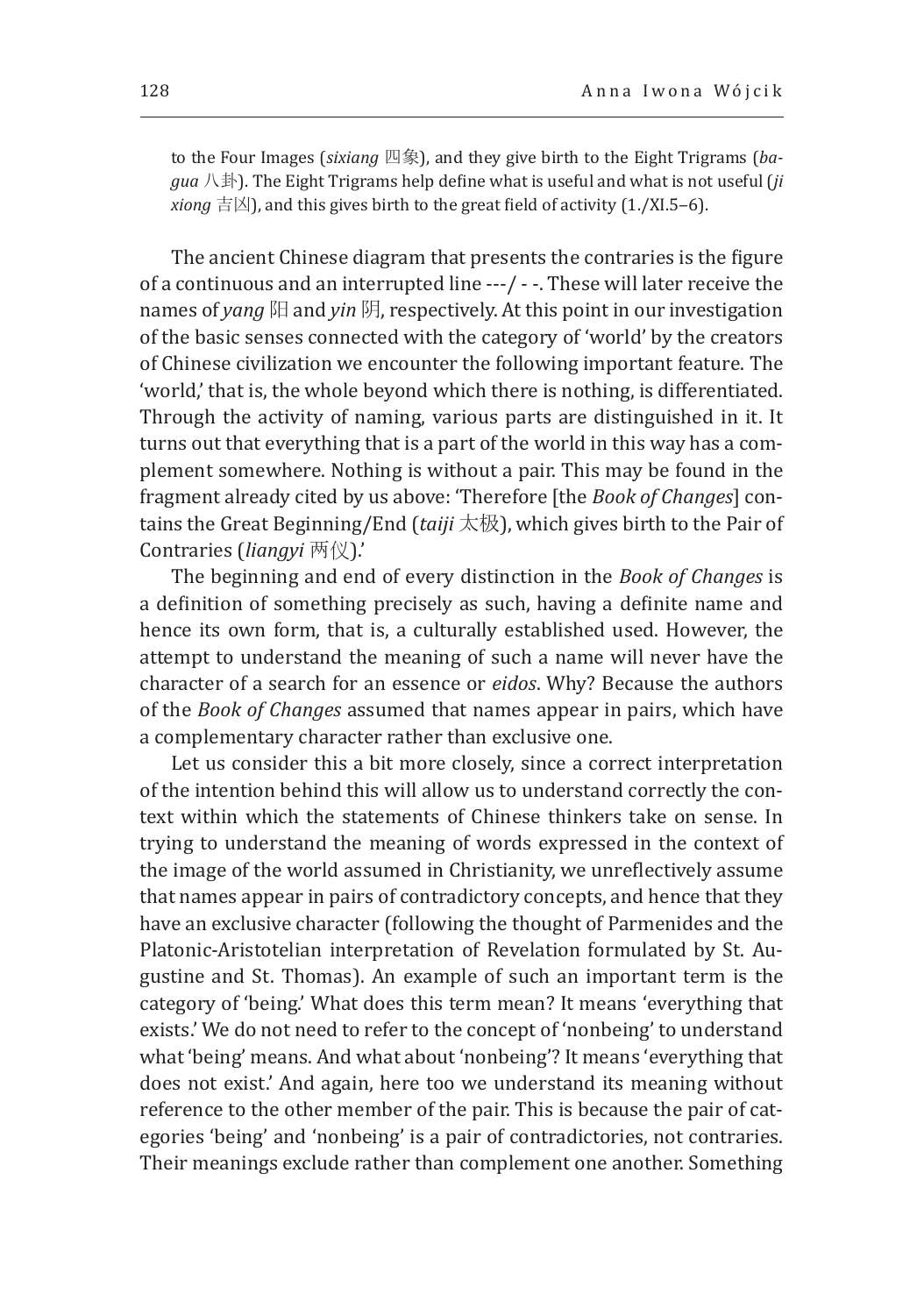to the Four Images (*sixiang* 四象), and they give birth to the Eight Trigrams (*bagua* 八卦). The Eight Trigrams help define what is useful and what is not useful (*ji xiong* 吉凶), and this gives birth to the great field of activity (1./XI.5–6).

The ancient Chinese diagram that presents the contraries is the figure of a continuous and an interrupted line ---/ - -. These will later receive the names of *yang* 阳 and *yin* 阴, respectively. At this point in our investigation of the basic senses connected with the category of 'world' by the creators of Chinese civilization we encounter the following important feature. The 'world,' that is, the whole beyond which there is nothing, is differentiated. Through the activity of naming, various parts are distinguished in it. It turns out that everything that is a part of the world in this way has a complement somewhere. Nothing is without a pair. This may be found in the fragment already cited by us above: 'Therefore [the *Book of Changes*] contains the Great Beginning/End (*taiji* 太极), which gives birth to the Pair of Contraries (*liangyi* 两仪).'

The beginning and end of every distinction in the *Book of Changes* is a definition of something precisely as such, having a definite name and hence its own form, that is, a culturally established used. However, the attempt to understand the meaning of such a name will never have the character of a search for an essence or *eidos*. Why? Because the authors of the *Book of Changes* assumed that names appear in pairs, which have a complementary character rather than exclusive one.

Let us consider this a bit more closely, since a correct interpretation of the intention behind this will allow us to understand correctly the context within which the statements of Chinese thinkers take on sense. In trying to understand the meaning of words expressed in the context of the image of the world assumed in Christianity, we unreflectively assume that names appear in pairs of contradictory concepts, and hence that they have an exclusive character (following the thought of Parmenides and the Platonic-Aristotelian interpretation of Revelation formulated by St. Augustine and St. Thomas). An example of such an important term is the category of 'being.' What does this term mean? It means 'everything that exists.' We do not need to refer to the concept of 'nonbeing' to understand what 'being' means. And what about 'nonbeing'? It means 'everything that does not exist.' And again, here too we understand its meaning without reference to the other member of the pair. This is because the pair of categories 'being' and 'nonbeing' is a pair of contradictories, not contraries. Their meanings exclude rather than complement one another. Something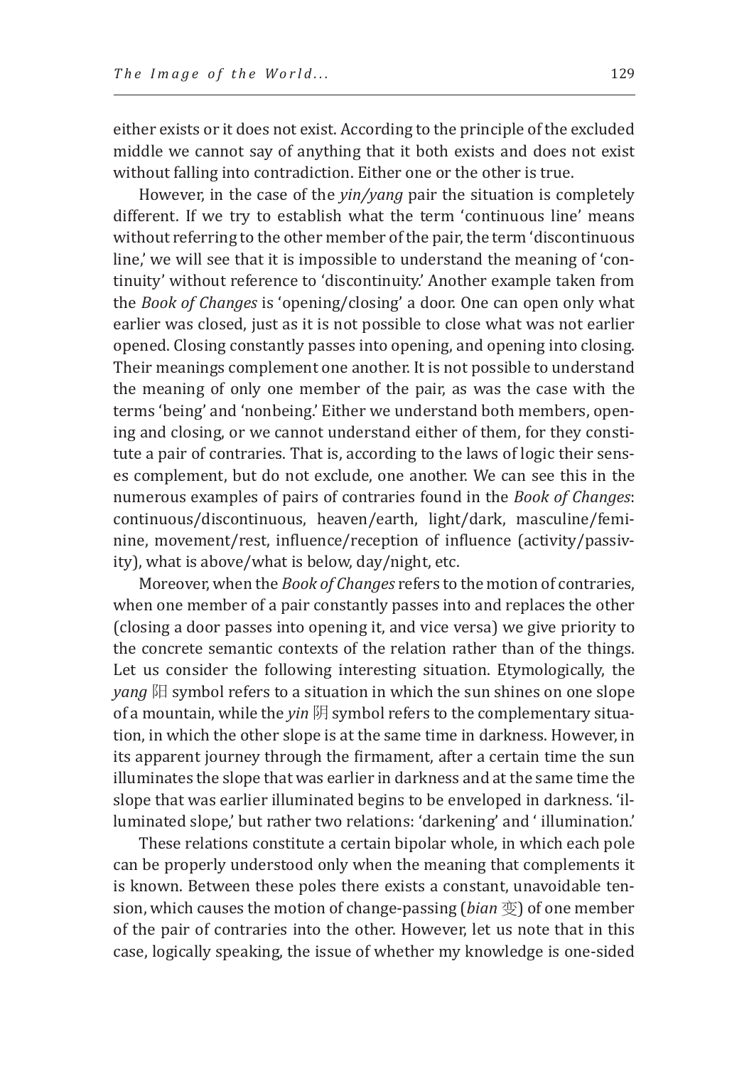either exists or it does not exist. According to the principle of the excluded middle we cannot say of anything that it both exists and does not exist without falling into contradiction. Either one or the other is true.

However, in the case of the *yin/yang* pair the situation is completely different. If we try to establish what the term 'continuous line' means without referring to the other member of the pair, the term 'discontinuous line,' we will see that it is impossible to understand the meaning of 'continuity' without reference to 'discontinuity.' Another example taken from the *Book of Changes* is 'opening/closing' a door. One can open only what earlier was closed, just as it is not possible to close what was not earlier opened. Closing constantly passes into opening, and opening into closing. Their meanings complement one another. It is not possible to understand the meaning of only one member of the pair, as was the case with the terms 'being' and 'nonbeing.' Either we understand both members, opening and closing, or we cannot understand either of them, for they constitute a pair of contraries. That is, according to the laws of logic their senses complement, but do not exclude, one another. We can see this in the numerous examples of pairs of contraries found in the *Book of Changes*: continuous/discontinuous, heaven/earth, light/dark, masculine/feminine, movement/rest, influence/reception of influence (activity/passivity), what is above/what is below, day/night, etc.

Moreover, when the *Book of Changes* refers to the motion of contraries, when one member of a pair constantly passes into and replaces the other (closing a door passes into opening it, and vice versa) we give priority to the concrete semantic contexts of the relation rather than of the things. Let us consider the following interesting situation. Etymologically, the *yang* 阳 symbol refers to a situation in which the sun shines on one slope of a mountain, while the *yin* 阴 symbol refers to the complementary situation, in which the other slope is at the same time in darkness. However, in its apparent journey through the firmament, after a certain time the sun illuminates the slope that was earlier in darkness and at the same time the slope that was earlier illuminated begins to be enveloped in darkness. 'illuminated slope,' but rather two relations: 'darkening' and ' illumination.'

These relations constitute a certain bipolar whole, in which each pole can be properly understood only when the meaning that complements it is known. Between these poles there exists a constant, unavoidable tension, which causes the motion of change-passing (*bian* 变) of one member of the pair of contraries into the other. However, let us note that in this case, logically speaking, the issue of whether my knowledge is one-sided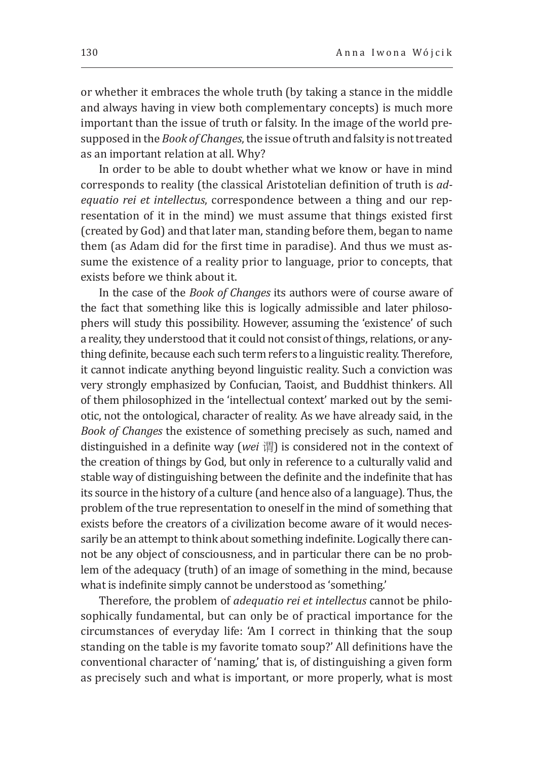or whether it embraces the whole truth (by taking a stance in the middle and always having in view both complementary concepts) is much more important than the issue of truth or falsity. In the image of the world presupposed in the *Book of Changes*, the issue of truth and falsity is not treated as an important relation at all. Why?

In order to be able to doubt whether what we know or have in mind corresponds to reality (the classical Aristotelian definition of truth is *adequatio rei et intellectus*, correspondence between a thing and our representation of it in the mind) we must assume that things existed first (created by God) and that later man, standing before them, began to name them (as Adam did for the first time in paradise). And thus we must assume the existence of a reality prior to language, prior to concepts, that exists before we think about it.

In the case of the *Book of Changes* its authors were of course aware of the fact that something like this is logically admissible and later philosophers will study this possibility. However, assuming the 'existence' of such a reality, they understood that it could not consist of things, relations, or anything definite, because each such term refers to a linguistic reality. Therefore, it cannot indicate anything beyond linguistic reality. Such a conviction was very strongly emphasized by Confucian, Taoist, and Buddhist thinkers. All of them philosophized in the 'intellectual context' marked out by the semiotic, not the ontological, character of reality. As we have already said, in the *Book of Changes* the existence of something precisely as such, named and distinguished in a definite way (*wei* 谓) is considered not in the context of the creation of things by God, but only in reference to a culturally valid and stable way of distinguishing between the definite and the indefinite that has its source in the history of a culture (and hence also of a language). Thus, the problem of the true representation to oneself in the mind of something that exists before the creators of a civilization become aware of it would necessarily be an attempt to think about something indefinite. Logically there cannot be any object of consciousness, and in particular there can be no problem of the adequacy (truth) of an image of something in the mind, because what is indefinite simply cannot be understood as 'something.'

Therefore, the problem of *adequatio rei et intellectus* cannot be philosophically fundamental, but can only be of practical importance for the circumstances of everyday life: 'Am I correct in thinking that the soup standing on the table is my favorite tomato soup?' All definitions have the conventional character of 'naming,' that is, of distinguishing a given form as precisely such and what is important, or more properly, what is most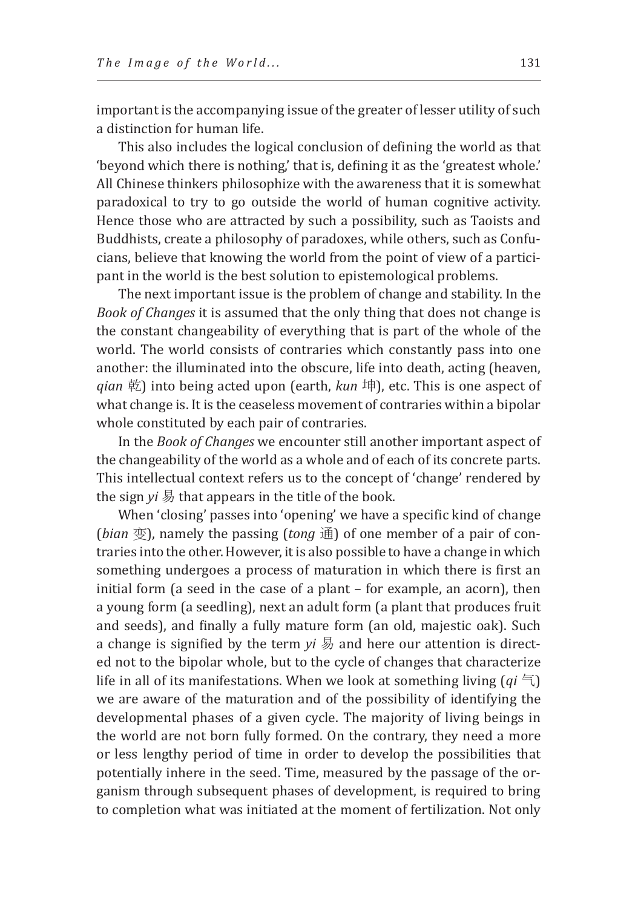important is the accompanying issue of the greater of lesser utility of such a distinction for human life.

This also includes the logical conclusion of defining the world as that 'beyond which there is nothing,' that is, defining it as the 'greatest whole.' All Chinese thinkers philosophize with the awareness that it is somewhat paradoxical to try to go outside the world of human cognitive activity. Hence those who are attracted by such a possibility, such as Taoists and Buddhists, create a philosophy of paradoxes, while others, such as Confucians, believe that knowing the world from the point of view of a participant in the world is the best solution to epistemological problems.

The next important issue is the problem of change and stability. In the *Book of Changes* it is assumed that the only thing that does not change is the constant changeability of everything that is part of the whole of the world. The world consists of contraries which constantly pass into one another: the illuminated into the obscure, life into death, acting (heaven, *qian* 乾) into being acted upon (earth, *kun* 坤), etc. This is one aspect of what change is. It is the ceaseless movement of contraries within a bipolar whole constituted by each pair of contraries.

In the *Book of Changes* we encounter still another important aspect of the changeability of the world as a whole and of each of its concrete parts. This intellectual context refers us to the concept of 'change' rendered by the sign *yi* 易 that appears in the title of the book.

When 'closing' passes into 'opening' we have a specific kind of change (*bian* 变), namely the passing (*tong* 通) of one member of a pair of contraries into the other. However, it is also possible to have a change in which something undergoes a process of maturation in which there is first an initial form (a seed in the case of a plant – for example, an acorn), then a young form (a seedling), next an adult form (a plant that produces fruit and seeds), and finally a fully mature form (an old, majestic oak). Such a change is signified by the term *yi* 易 and here our attention is directed not to the bipolar whole, but to the cycle of changes that characterize life in all of its manifestations. When we look at something living (*qi* 气) we are aware of the maturation and of the possibility of identifying the developmental phases of a given cycle. The majority of living beings in the world are not born fully formed. On the contrary, they need a more or less lengthy period of time in order to develop the possibilities that potentially inhere in the seed. Time, measured by the passage of the organism through subsequent phases of development, is required to bring to completion what was initiated at the moment of fertilization. Not only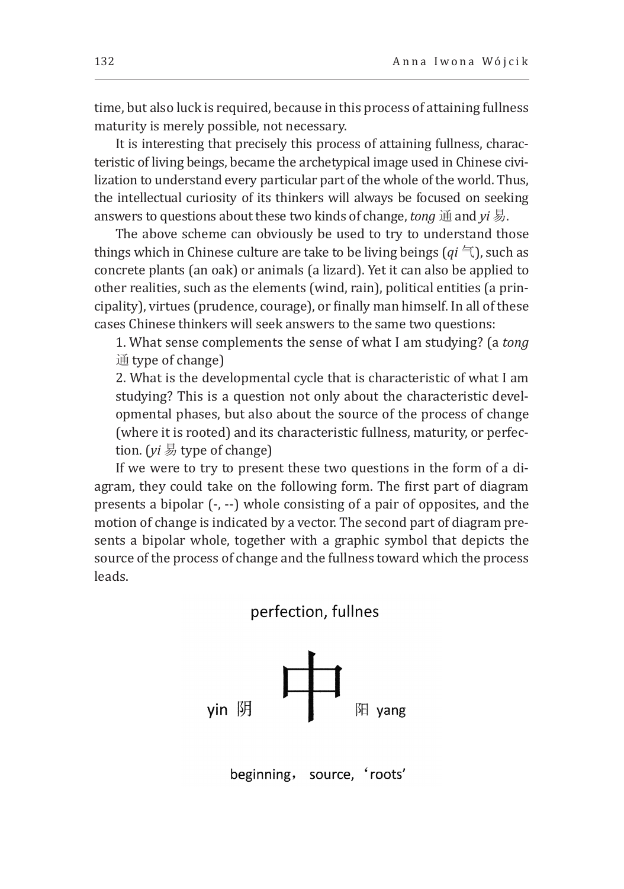time, but also luck is required, because in this process of attaining fullness maturity is merely possible, not necessary.

It is interesting that precisely this process of attaining fullness, characteristic of living beings, became the archetypical image used in Chinese civilization to understand every particular part of the whole of the world. Thus, the intellectual curiosity of its thinkers will always be focused on seeking answers to questions about these two kinds of change, *tong* 通 and *yi* 易.

The above scheme can obviously be used to try to understand those things which in Chinese culture are take to be living beings (*qi* 气), such as concrete plants (an oak) or animals (a lizard). Yet it can also be applied to other realities, such as the elements (wind, rain), political entities (a principality), virtues (prudence, courage), or finally man himself. In all of these cases Chinese thinkers will seek answers to the same two questions:

1. What sense complements the sense of what I am studying? (a *tong* 通 type of change)
2. What is the developmental cycle that is characteristic of what I am studying? This is a question not only about the characteristic developmental phases, but also about the source of the process of change (where it is rooted) and its characteristic fullness, maturity, or perfection. (*yi* 易 type of change)

If we were to try to present these two questions in the form of a diagram, they could take on the following form. The first part of diagram presents a bipolar (-, --) whole consisting of a pair of opposites, and the motion of change is indicated by a vector. The second part of diagram presents a bipolar whole, together with a graphic symbol that depicts the source of the process of change and the fullness toward which the process leads.

perfection, fullnes

yin 阴 中 阳 yang

beginning， source，‘roots’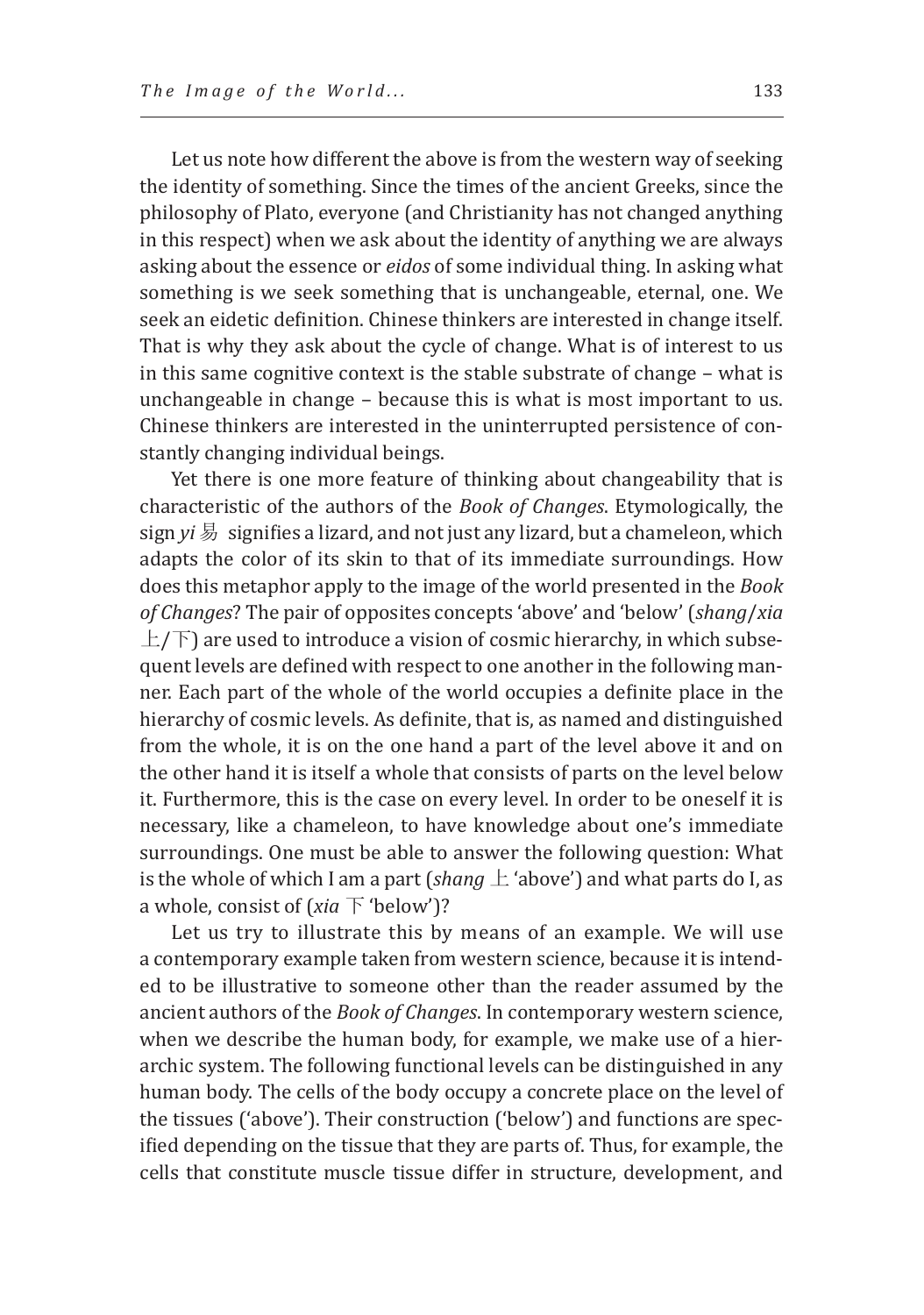Let us note how different the above is from the western way of seeking the identity of something. Since the times of the ancient Greeks, since the philosophy of Plato, everyone (and Christianity has not changed anything in this respect) when we ask about the identity of anything we are always asking about the essence or *eidos* of some individual thing. In asking what something is we seek something that is unchangeable, eternal, one. We seek an eidetic definition. Chinese thinkers are interested in change itself. That is why they ask about the cycle of change. What is of interest to us in this same cognitive context is the stable substrate of change – what is unchangeable in change – because this is what is most important to us. Chinese thinkers are interested in the uninterrupted persistence of constantly changing individual beings.

Yet there is one more feature of thinking about changeability that is characteristic of the authors of the *Book of Changes*. Etymologically, the sign *yi* 易 signifies a lizard, and not just any lizard, but a chameleon, which adapts the color of its skin to that of its immediate surroundings. How does this metaphor apply to the image of the world presented in the *Book of Changes*? The pair of opposites concepts 'above' and 'below' (*shang*/*xia* 上/下) are used to introduce a vision of cosmic hierarchy, in which subsequent levels are defined with respect to one another in the following manner. Each part of the whole of the world occupies a definite place in the hierarchy of cosmic levels. As definite, that is, as named and distinguished from the whole, it is on the one hand a part of the level above it and on the other hand it is itself a whole that consists of parts on the level below it. Furthermore, this is the case on every level. In order to be oneself it is necessary, like a chameleon, to have knowledge about one's immediate surroundings. One must be able to answer the following question: What is the whole of which I am a part (*shang* 上 'above') and what parts do I, as a whole, consist of (*xia* 下 'below')?

Let us try to illustrate this by means of an example. We will use a contemporary example taken from western science, because it is intended to be illustrative to someone other than the reader assumed by the ancient authors of the *Book of Changes*. In contemporary western science, when we describe the human body, for example, we make use of a hierarchic system. The following functional levels can be distinguished in any human body. The cells of the body occupy a concrete place on the level of the tissues ('above'). Their construction ('below') and functions are specified depending on the tissue that they are parts of. Thus, for example, the cells that constitute muscle tissue differ in structure, development, and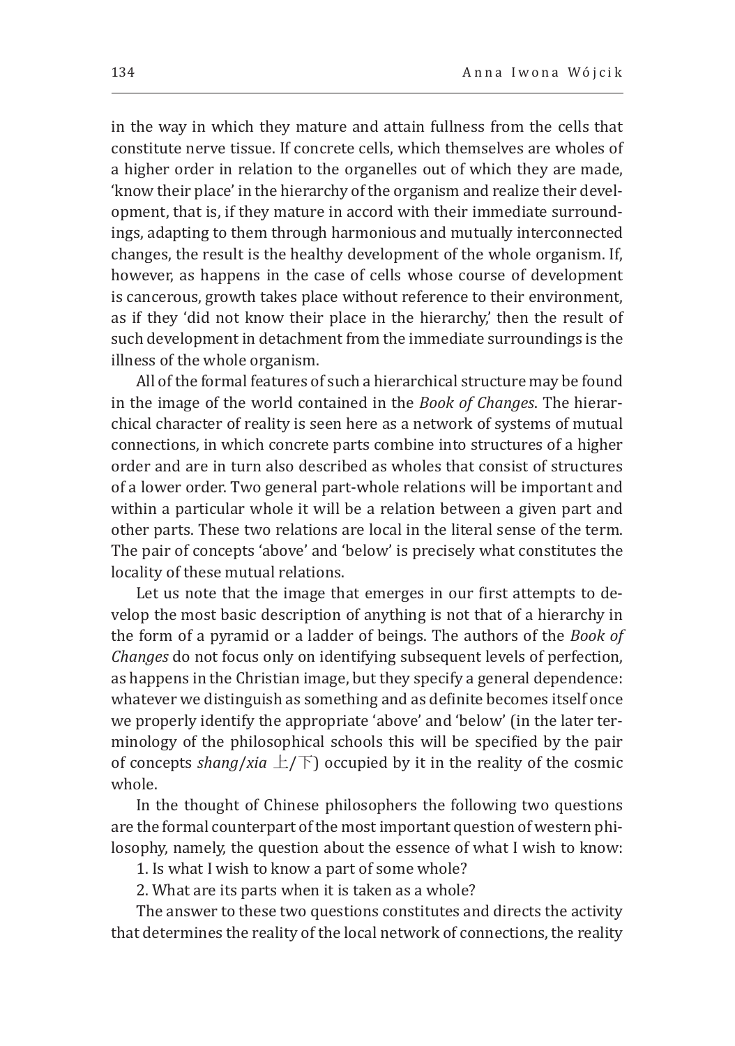in the way in which they mature and attain fullness from the cells that constitute nerve tissue. If concrete cells, which themselves are wholes of a higher order in relation to the organelles out of which they are made, 'know their place' in the hierarchy of the organism and realize their development, that is, if they mature in accord with their immediate surroundings, adapting to them through harmonious and mutually interconnected changes, the result is the healthy development of the whole organism. If, however, as happens in the case of cells whose course of development is cancerous, growth takes place without reference to their environment, as if they 'did not know their place in the hierarchy,' then the result of such development in detachment from the immediate surroundings is the illness of the whole organism.

All of the formal features of such a hierarchical structure may be found in the image of the world contained in the *Book of Changes*. The hierarchical character of reality is seen here as a network of systems of mutual connections, in which concrete parts combine into structures of a higher order and are in turn also described as wholes that consist of structures of a lower order. Two general part-whole relations will be important and within a particular whole it will be a relation between a given part and other parts. These two relations are local in the literal sense of the term. The pair of concepts 'above' and 'below' is precisely what constitutes the locality of these mutual relations.

Let us note that the image that emerges in our first attempts to develop the most basic description of anything is not that of a hierarchy in the form of a pyramid or a ladder of beings. The authors of the *Book of Changes* do not focus only on identifying subsequent levels of perfection, as happens in the Christian image, but they specify a general dependence: whatever we distinguish as something and as definite becomes itself once we properly identify the appropriate 'above' and 'below' (in the later terminology of the philosophical schools this will be specified by the pair of concepts *shang*/*xia* 上/下) occupied by it in the reality of the cosmic whole.

In the thought of Chinese philosophers the following two questions are the formal counterpart of the most important question of western philosophy, namely, the question about the essence of what I wish to know:

1. Is what I wish to know a part of some whole?

2. What are its parts when it is taken as a whole?

The answer to these two questions constitutes and directs the activity that determines the reality of the local network of connections, the reality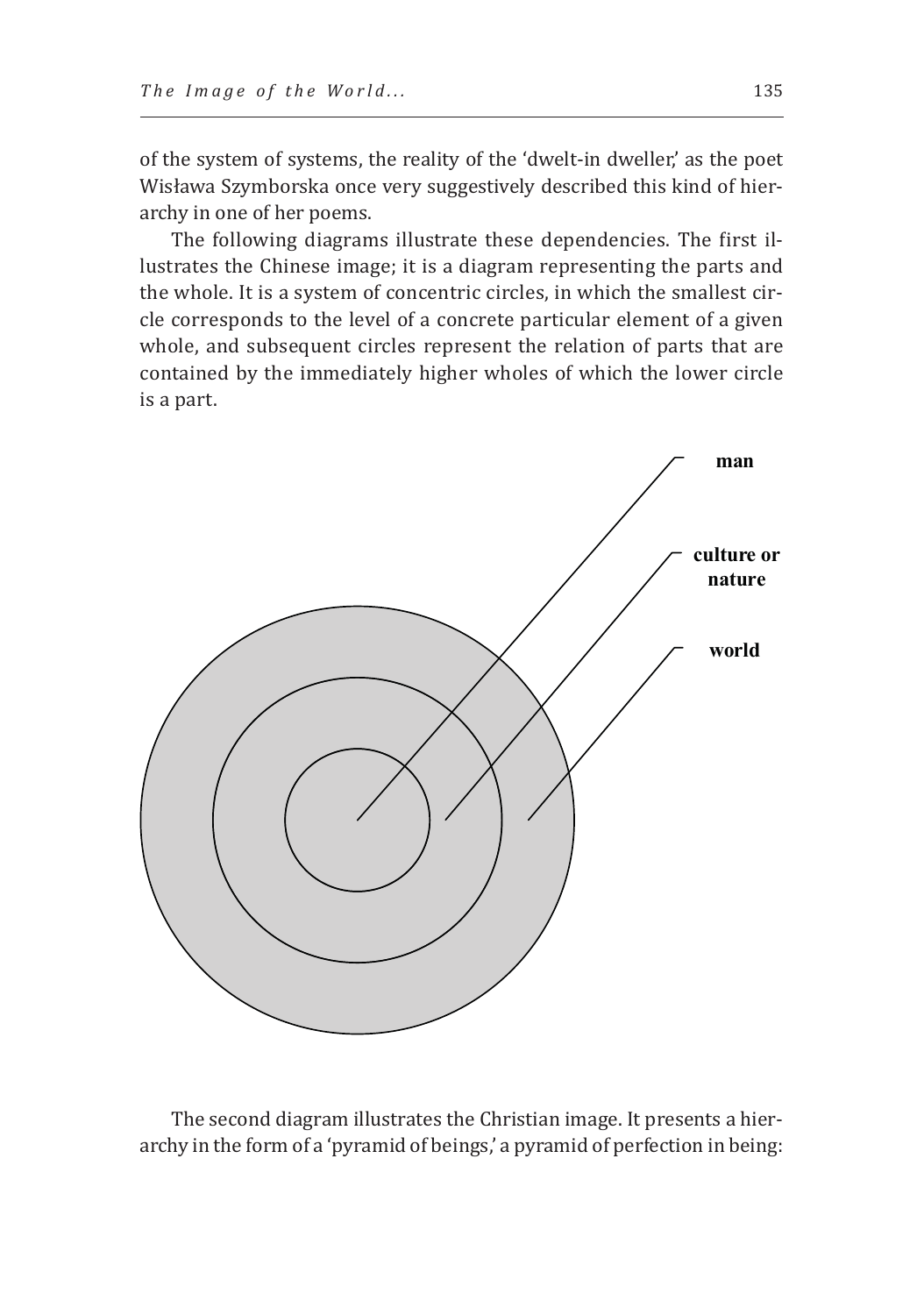of the system of systems, the reality of the 'dwelt-in dweller,' as the poet Wisława Szymborska once very suggestively described this kind of hierarchy in one of her poems.

The following diagrams illustrate these dependencies. The first illustrates the Chinese image; it is a diagram representing the parts and the whole. It is a system of concentric circles, in which the smallest circle corresponds to the level of a concrete particular element of a given whole, and subsequent circles represent the relation of parts that are contained by the immediately higher wholes of which the lower circle is a part.

**man**

**culture or nature**

**world**

The second diagram illustrates the Christian image. It presents a hierarchy in the form of a 'pyramid of beings,' a pyramid of perfection in being: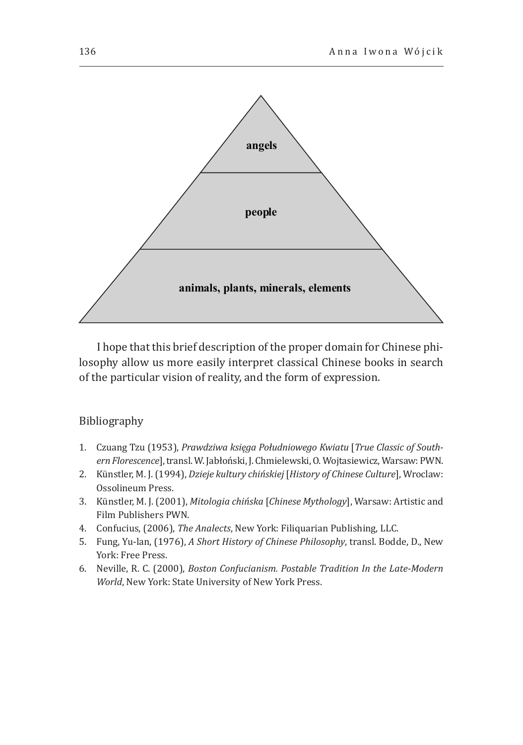angels

people

animals, plants, minerals, elements

I hope that this brief description of the proper domain for Chinese philosophy allow us more easily interpret classical Chinese books in search of the particular vision of reality, and the form of expression.

## Bibliography

1. Czuang Tzu (1953), *Prawdziwa księga Południowego Kwiatu* [*True Classic of Southern Florescence*], transl. W. Jabłoński, J. Chmielewski, O. Wojtasiewicz, Warsaw: PWN.
2. Künstler, M. J. (1994), *Dzieje kultury chińskiej* [*History of Chinese Culture*], Wroclaw: Ossolineum Press.
3. Künstler, M. J. (2001), *Mitologia chińska* [*Chinese Mythology*], Warsaw: Artistic and Film Publishers PWN.
4. Confucius, (2006), *The Analects*, New York: Filiquarian Publishing, LLC.
5. Fung, Yu-lan, (1976), *A Short History of Chinese Philosophy*, transl. Bodde, D., New York: Free Press.
6. Neville, R. C. (2000), *Boston Confucianism. Postable Tradition In the Late-Modern World*, New York: State University of New York Press.